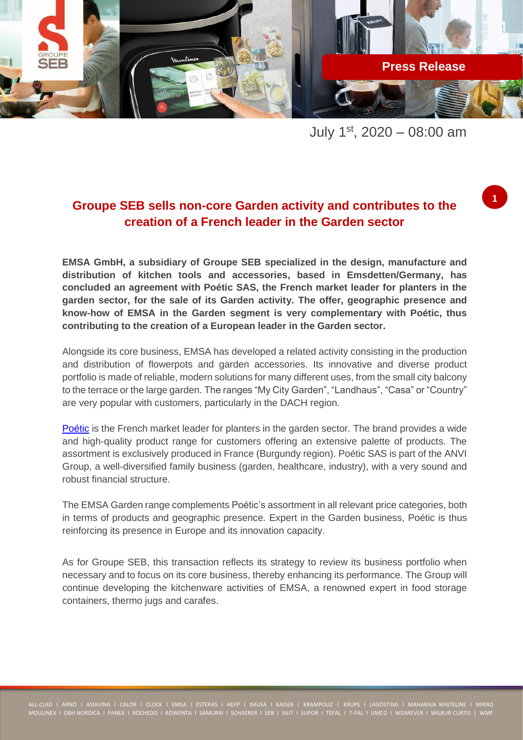Press Release

July 1st, 2020 – 08:00 am

## Groupe SEB sells non-core Garden activity and contributes to the creation of a French leader in the Garden sector

**EMSA GmbH, a subsidiary of Groupe SEB specialized in the design, manufacture and distribution of kitchen tools and accessories, based in Emsdetten/Germany, has concluded an agreement with Poétic SAS, the French market leader for planters in the garden sector, for the sale of its Garden activity. The offer, geographic presence and know-how of EMSA in the Garden segment is very complementary with Poétic, thus contributing to the creation of a European leader in the Garden sector.**

Alongside its core business, EMSA has developed a related activity consisting in the production and distribution of flowerpots and garden accessories. Its innovative and diverse product portfolio is made of reliable, modern solutions for many different uses, from the small city balcony to the terrace or the large garden. The ranges "My City Garden", "Landhaus", "Casa" or "Country" are very popular with customers, particularly in the DACH region.

Poétic is the French market leader for planters in the garden sector. The brand provides a wide and high-quality product range for customers offering an extensive palette of products. The assortment is exclusively produced in France (Burgundy region). Poétic SAS is part of the ANVI Group, a well-diversified family business (garden, healthcare, industry), with a very sound and robust financial structure.

The EMSA Garden range complements Poétic's assortment in all relevant price categories, both in terms of products and geographic presence. Expert in the Garden business, Poétic is thus reinforcing its presence in Europe and its innovation capacity.

As for Groupe SEB, this transaction reflects its strategy to review its business portfolio when necessary and to focus on its core business, thereby enhancing its performance. The Group will continue developing the kitchenware activities of EMSA, a renowned expert in food storage containers, thermo jugs and carafes.

ALL-CLAD I ARNO I ASIAVINA I CALOR I CLOCK I EMSA I ESTERAS I HEPP I IMUSA I KAISER I KRAMPOUZ | KRUPS I LAGOSTINA I MAHARAJA WHITELINE I MIRRO MOULINEX I OBH NORDICA I PANEX I ROCHEDO I ROWENTA I SAMURAI I SCHAERER I SEB I SILIT I SUPOR I TEFAL I T-FAL I UMCO I WEAREVER I WILBUR CURTIS | WMF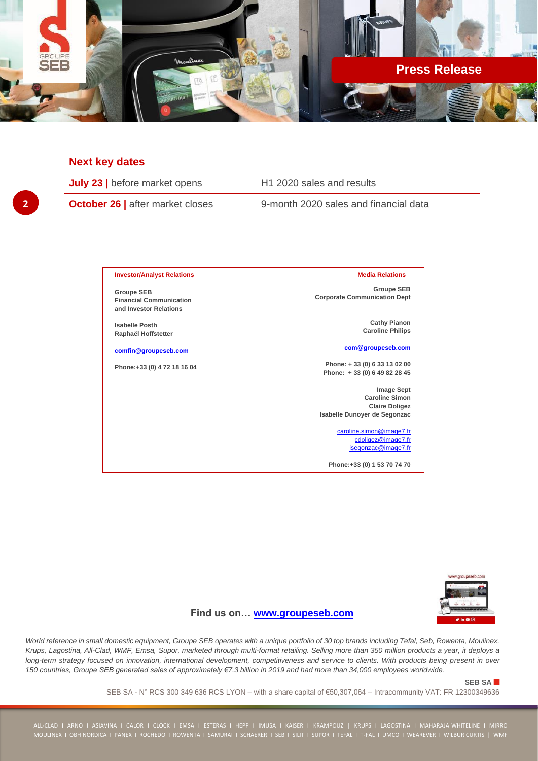## Next key dates

| | |
|---|---|
| **July 23 \|** before market opens | H1 2020 sales and results |
| **October 26 \|** after market closes | 9-month 2020 sales and financial data |

**Investor/Analyst Relations**

**Groupe SEB**
**Financial Communication**
**and Investor Relations**

**Isabelle Posth**
**Raphaël Hoffstetter**

**comfin@groupeseb.com**

**Phone:+33 (0) 4 72 18 16 04**

**Media Relations**

**Groupe SEB**
**Corporate Communication Dept**

**Cathy Pianon**
**Caroline Philips**

**com@groupeseb.com**

**Phone: + 33 (0) 6 33 13 02 00**
**Phone: + 33 (0) 6 49 82 28 45**

**Image Sept**
**Caroline Simon**
**Claire Doligez**
**Isabelle Dunoyer de Segonzac**

caroline.simon@image7.fr
cdoligez@image7.fr
isegonzac@image7.fr

**Phone:+33 (0) 1 53 70 74 70**

**Find us on… www.groupeseb.com**

*World reference in small domestic equipment, Groupe SEB operates with a unique portfolio of 30 top brands including Tefal, Seb, Rowenta, Moulinex, Krups, Lagostina, All-Clad, WMF, Emsa, Supor, marketed through multi-format retailing. Selling more than 350 million products a year, it deploys a long-term strategy focused on innovation, international development, competitiveness and service to clients. With products being present in over 150 countries, Groupe SEB generated sales of approximately €7.3 billion in 2019 and had more than 34,000 employees worldwide.*

**SEB SA**

SEB SA - N° RCS 300 349 636 RCS LYON – with a share capital of €50,307,064 – Intracommunity VAT: FR 12300349636

ALL-CLAD I ARNO I ASIAVINA I CALOR I CLOCK I EMSA I ESTERAS I HEPP I IMUSA I KAISER I KRAMPOUZ | KRUPS I LAGOSTINA I MAHARAJA WHITELINE I MIRRO MOULINEX I OBH NORDICA I PANEX I ROCHEDO I ROWENTA I SAMURAI I SCHAERER I SEB I SILIT I SUPOR I TEFAL I T-FAL I UMCO I WEAREVER I WILBUR CURTIS | WMF